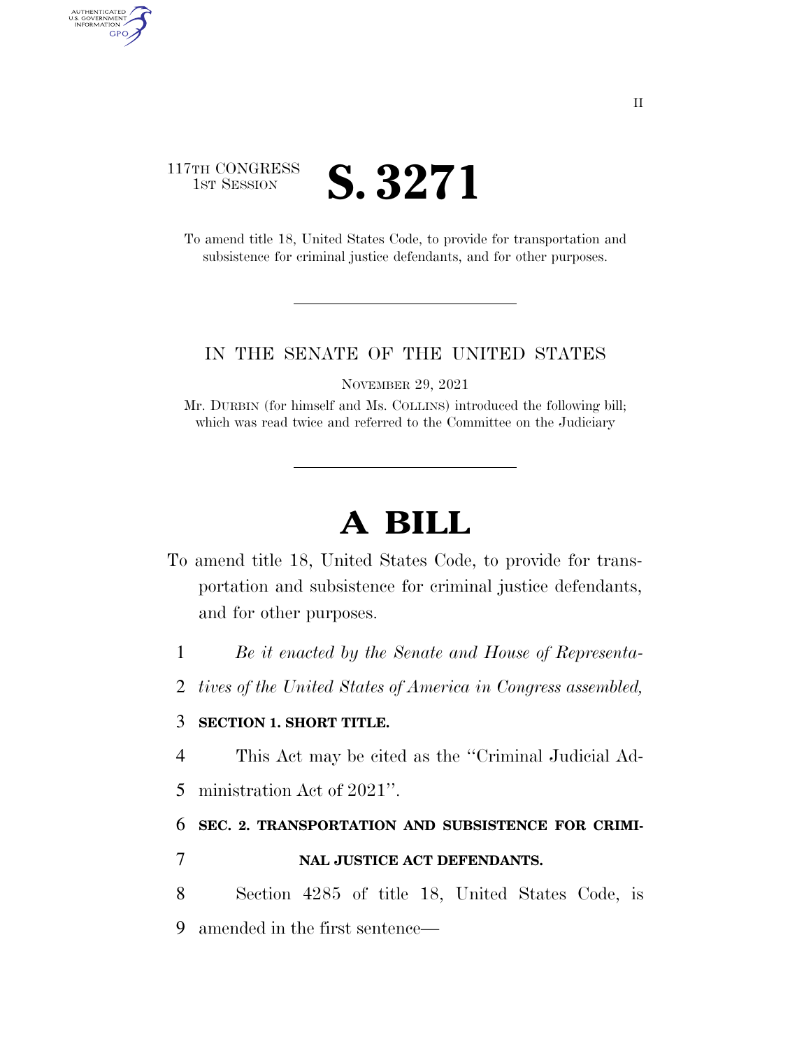117TH CONGRESS
1ST SESSION

# S. 3271

To amend title 18, United States Code, to provide for transportation and subsistence for criminal justice defendants, and for other purposes.

---

IN THE SENATE OF THE UNITED STATES

NOVEMBER 29, 2021

Mr. DURBIN (for himself and Ms. COLLINS) introduced the following bill; which was read twice and referred to the Committee on the Judiciary

---

# A BILL

To amend title 18, United States Code, to provide for transportation and subsistence for criminal justice defendants, and for other purposes.

1 *Be it enacted by the Senate and House of Representa-*
2 *tives of the United States of America in Congress assembled,*

3 **SECTION 1. SHORT TITLE.**

4 This Act may be cited as the "Criminal Judicial Ad-
5 ministration Act of 2021".

6 **SEC. 2. TRANSPORTATION AND SUBSISTENCE FOR CRIMI-**
7 **NAL JUSTICE ACT DEFENDANTS.**

8 Section 4285 of title 18, United States Code, is
9 amended in the first sentence—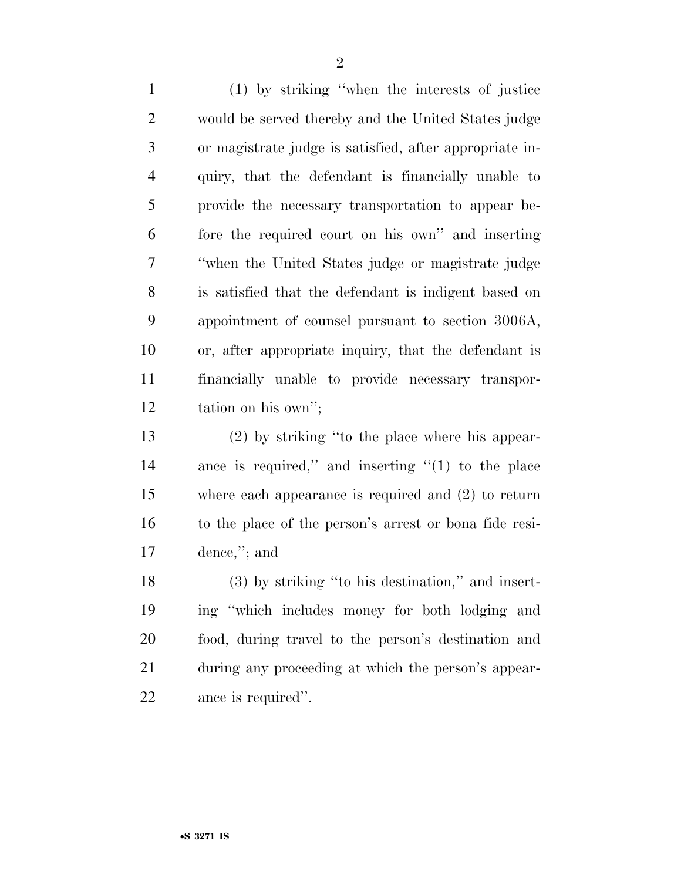(1) by striking "when the interests of justice would be served thereby and the United States judge or magistrate judge is satisfied, after appropriate inquiry, that the defendant is financially unable to provide the necessary transportation to appear before the required court on his own" and inserting "when the United States judge or magistrate judge is satisfied that the defendant is indigent based on appointment of counsel pursuant to section 3006A, or, after appropriate inquiry, that the defendant is financially unable to provide necessary transportation on his own";

(2) by striking "to the place where his appearance is required," and inserting "(1) to the place where each appearance is required and (2) to return to the place of the person's arrest or bona fide residence,"; and

(3) by striking "to his destination," and inserting "which includes money for both lodging and food, during travel to the person's destination and during any proceeding at which the person's appearance is required".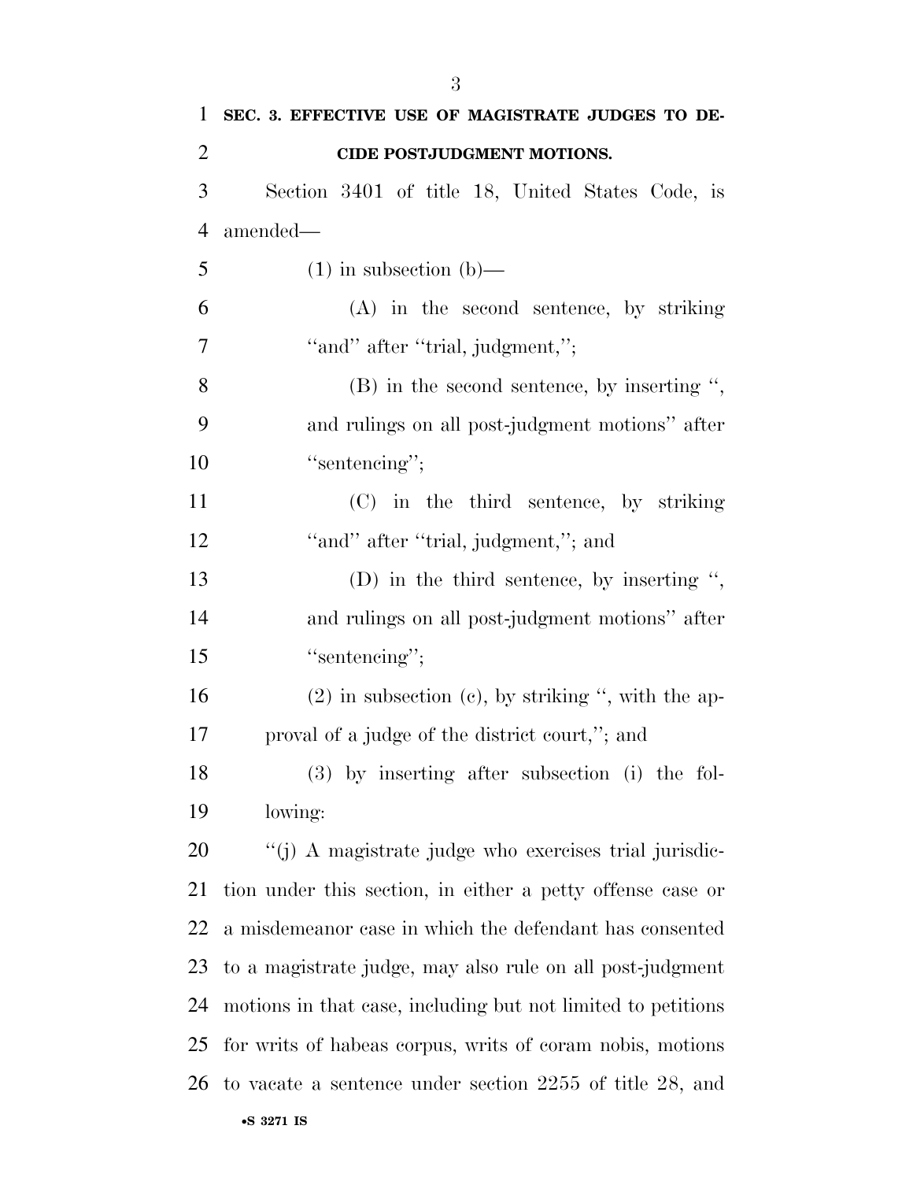**SEC. 3. EFFECTIVE USE OF MAGISTRATE JUDGES TO DECIDE POSTJUDGMENT MOTIONS.**

Section 3401 of title 18, United States Code, is amended—

(1) in subsection (b)—

(A) in the second sentence, by striking "and" after "trial, judgment,";

(B) in the second sentence, by inserting ", and rulings on all post-judgment motions" after "sentencing";

(C) in the third sentence, by striking "and" after "trial, judgment,"; and

(D) in the third sentence, by inserting ", and rulings on all post-judgment motions" after "sentencing";

(2) in subsection (c), by striking ", with the approval of a judge of the district court,"; and

(3) by inserting after subsection (i) the following:

"(j) A magistrate judge who exercises trial jurisdiction under this section, in either a petty offense case or a misdemeanor case in which the defendant has consented to a magistrate judge, may also rule on all post-judgment motions in that case, including but not limited to petitions for writs of habeas corpus, writs of coram nobis, motions to vacate a sentence under section 2255 of title 28, and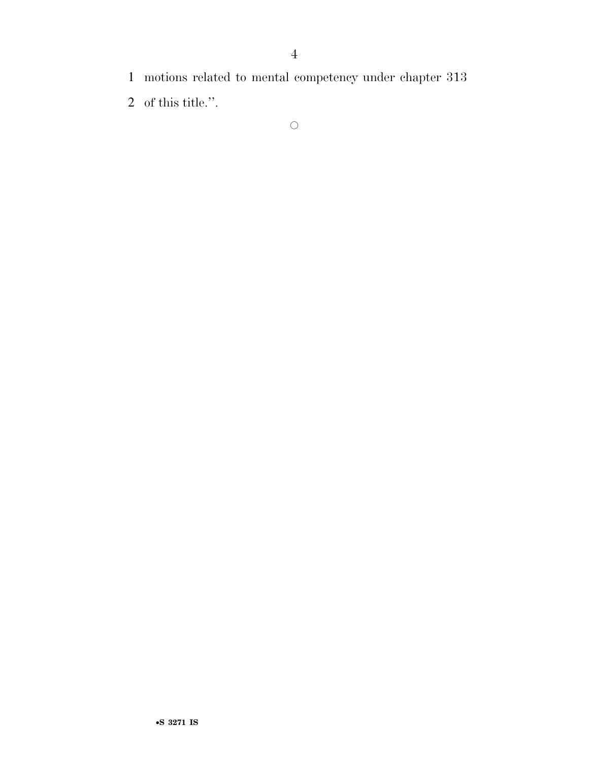motions related to mental competency under chapter 313 of this title.''.

○